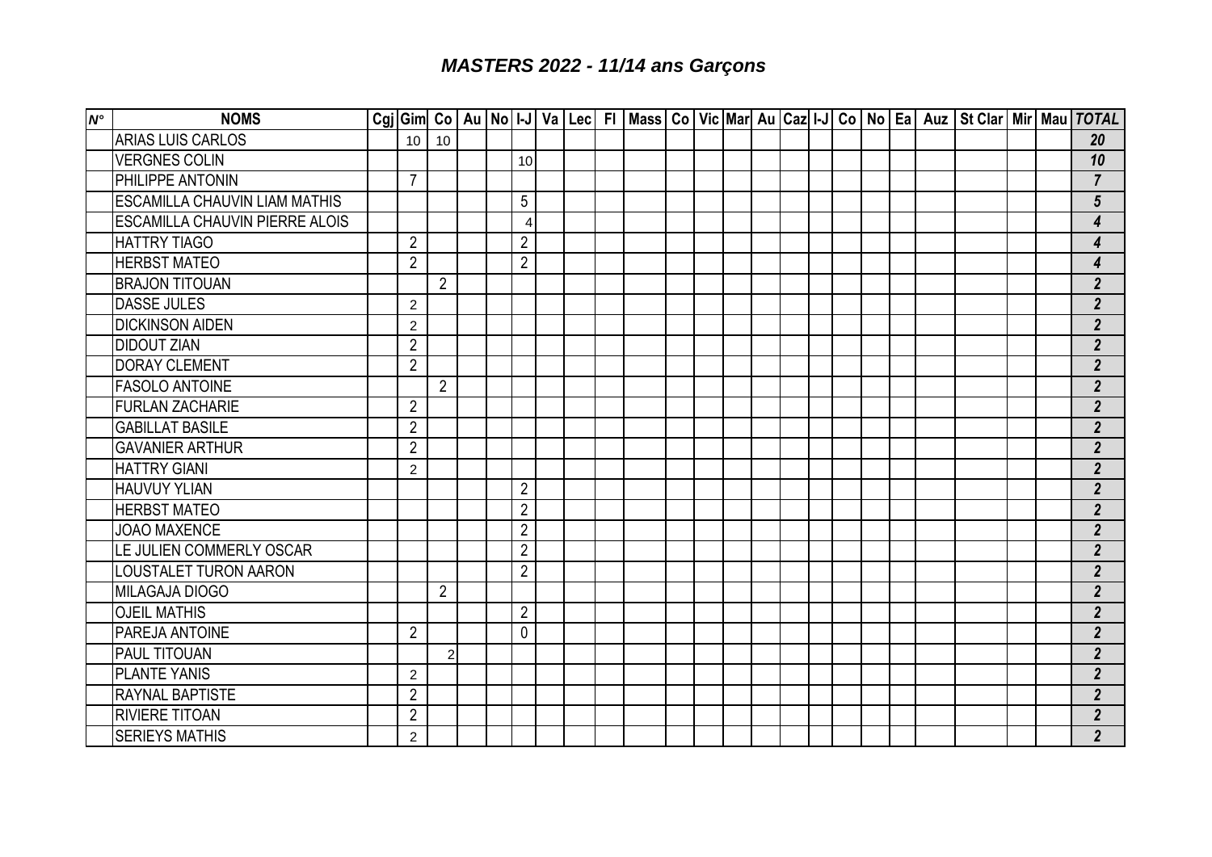# *MASTERS 2022 - 11/14 ans Garçons*

| N° | NOMS | Cgj | Gim | Co | Au | No | I-J | Va | Lec | Fl | Mass | Co | Vic | Mar | Au | Caz | I-J | Co | No | Ea | Auz | St Clar | Mir | Mau | TOTAL |
|---|---|---|---|---|---|---|---|---|---|---|---|---|---|---|---|---|---|---|---|---|---|---|---|---|---|
| | ARIAS LUIS CARLOS | | 10 | 10 | | | | | | | | | | | | | | | | | | | | | 20 |
| | VERGNES COLIN | | | | | | 10 | | | | | | | | | | | | | | | | | | 10 |
| | PHILIPPE ANTONIN | | 7 | | | | | | | | | | | | | | | | | | | | | | 7 |
| | ESCAMILLA CHAUVIN LIAM MATHIS | | | | | | 5 | | | | | | | | | | | | | | | | | | 5 |
| | ESCAMILLA CHAUVIN PIERRE ALOIS | | | | | | 4 | | | | | | | | | | | | | | | | | | 4 |
| | HATTRY TIAGO | | 2 | | | | 2 | | | | | | | | | | | | | | | | | | 4 |
| | HERBST MATEO | | 2 | | | | 2 | | | | | | | | | | | | | | | | | | 4 |
| | BRAJON TITOUAN | | | 2 | | | | | | | | | | | | | | | | | | | | | 2 |
| | DASSE JULES | | 2 | | | | | | | | | | | | | | | | | | | | | | 2 |
| | DICKINSON AIDEN | | 2 | | | | | | | | | | | | | | | | | | | | | | 2 |
| | DIDOUT ZIAN | | 2 | | | | | | | | | | | | | | | | | | | | | | 2 |
| | DORAY CLEMENT | | 2 | | | | | | | | | | | | | | | | | | | | | | 2 |
| | FASOLO ANTOINE | | | 2 | | | | | | | | | | | | | | | | | | | | | 2 |
| | FURLAN ZACHARIE | | 2 | | | | | | | | | | | | | | | | | | | | | | 2 |
| | GABILLAT BASILE | | 2 | | | | | | | | | | | | | | | | | | | | | | 2 |
| | GAVANIER ARTHUR | | 2 | | | | | | | | | | | | | | | | | | | | | | 2 |
| | HATTRY GIANI | | 2 | | | | | | | | | | | | | | | | | | | | | | 2 |
| | HAUVUY YLIAN | | | | | | 2 | | | | | | | | | | | | | | | | | | 2 |
| | HERBST MATEO | | | | | | 2 | | | | | | | | | | | | | | | | | | 2 |
| | JOAO MAXENCE | | | | | | 2 | | | | | | | | | | | | | | | | | | 2 |
| | LE JULIEN COMMERLY OSCAR | | | | | | 2 | | | | | | | | | | | | | | | | | | 2 |
| | LOUSTALET TURON AARON | | | | | | 2 | | | | | | | | | | | | | | | | | | 2 |
| | MILAGAJA DIOGO | | | 2 | | | | | | | | | | | | | | | | | | | | | 2 |
| | OJEIL MATHIS | | | | | | 2 | | | | | | | | | | | | | | | | | | 2 |
| | PAREJA ANTOINE | | 2 | | | | 0 | | | | | | | | | | | | | | | | | | 2 |
| | PAUL TITOUAN | | | 2 | | | | | | | | | | | | | | | | | | | | | 2 |
| | PLANTE YANIS | | 2 | | | | | | | | | | | | | | | | | | | | | | 2 |
| | RAYNAL BAPTISTE | | 2 | | | | | | | | | | | | | | | | | | | | | | 2 |
| | RIVIERE TITOAN | | 2 | | | | | | | | | | | | | | | | | | | | | | 2 |
| | SERIEYS MATHIS | | 2 | | | | | | | | | | | | | | | | | | | | | | 2 |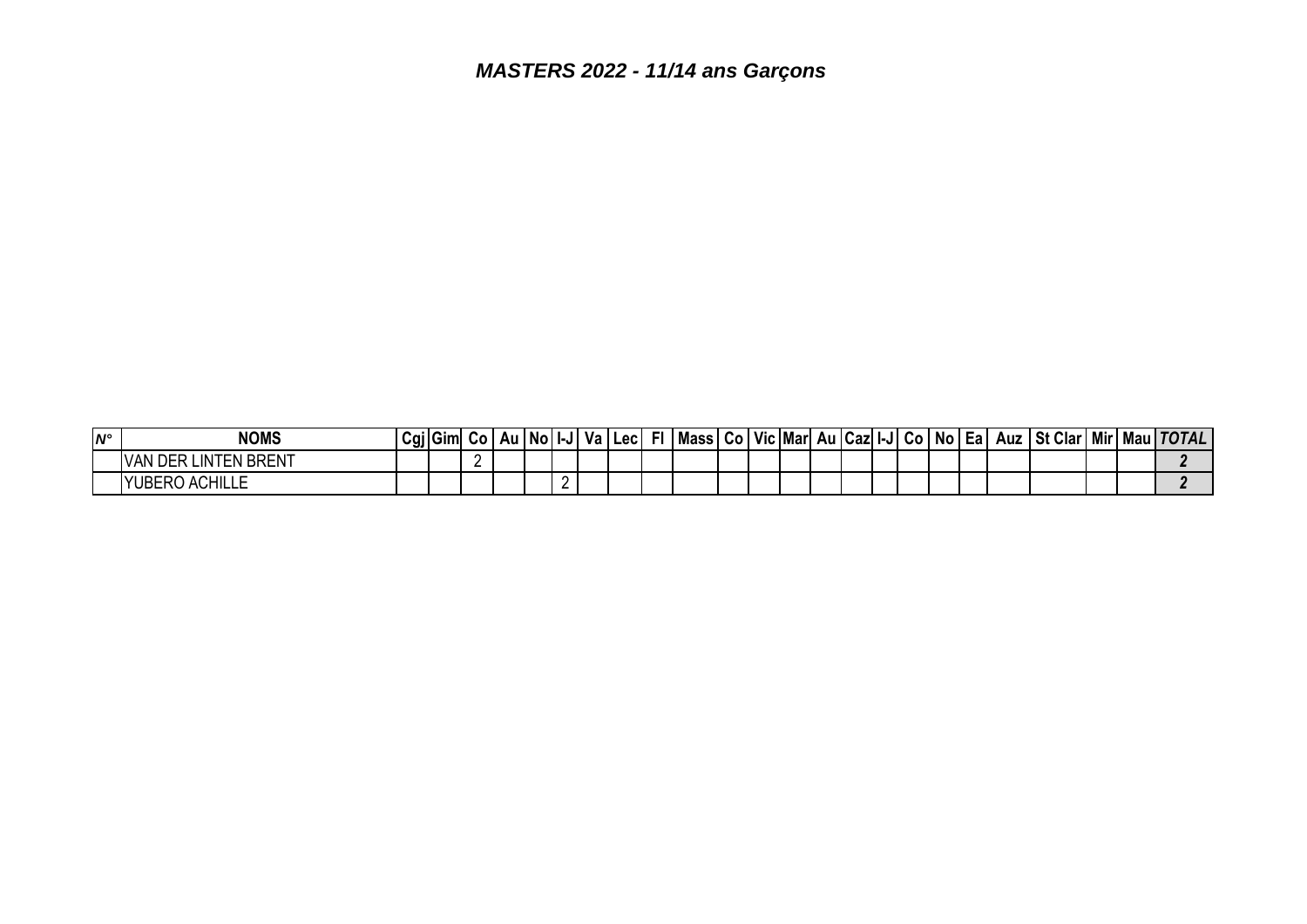## *MASTERS 2022 - 11/14 ans Garçons*

| *N°* | NOMS | Cgj | Gim | Co | Au | No | I-J | Va | Lec | Fl | Mass | Co | Vic | Mar | Au | Caz | I-J | Co | No | Ea | Auz | St Clar | Mir | Mau | *TOTAL* |
|---|---|---|---|---|---|---|---|---|---|---|---|---|---|---|---|---|---|---|---|---|---|---|---|---|---|
| | VAN DER LINTEN BRENT | | | 2 | | | | | | | | | | | | | | | | | | | | | *2* |
| | YUBERO ACHILLE | | | | | | 2 | | | | | | | | | | | | | | | | | | *2* |